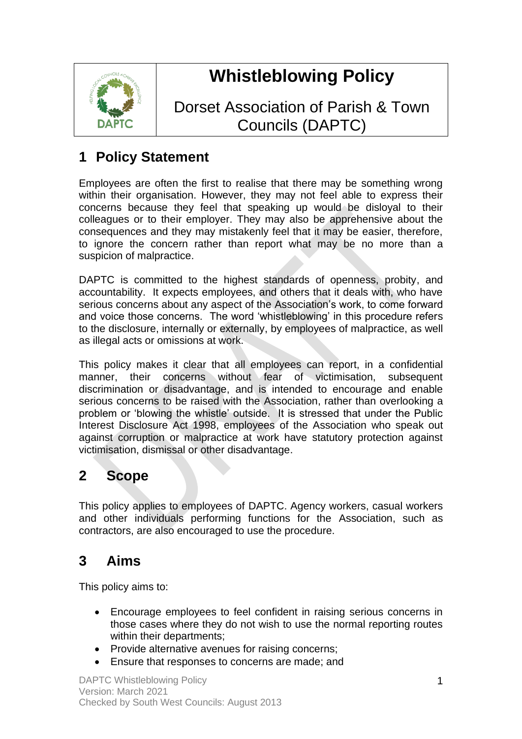# Whistleblowing Policy

Dorset Association of Parish & Town Councils (DAPTC)

## 1 Policy Statement

Employees are often the first to realise that there may be something wrong within their organisation. However, they may not feel able to express their concerns because they feel that speaking up would be disloyal to their colleagues or to their employer. They may also be apprehensive about the consequences and they may mistakenly feel that it may be easier, therefore, to ignore the concern rather than report what may be no more than a suspicion of malpractice.

DAPTC is committed to the highest standards of openness, probity, and accountability. It expects employees, and others that it deals with, who have serious concerns about any aspect of the Association's work, to come forward and voice those concerns. The word 'whistleblowing' in this procedure refers to the disclosure, internally or externally, by employees of malpractice, as well as illegal acts or omissions at work.

This policy makes it clear that all employees can report, in a confidential manner, their concerns without fear of victimisation, subsequent discrimination or disadvantage, and is intended to encourage and enable serious concerns to be raised with the Association, rather than overlooking a problem or 'blowing the whistle' outside. It is stressed that under the Public Interest Disclosure Act 1998, employees of the Association who speak out against corruption or malpractice at work have statutory protection against victimisation, dismissal or other disadvantage.

## 2 Scope

This policy applies to employees of DAPTC. Agency workers, casual workers and other individuals performing functions for the Association, such as contractors, are also encouraged to use the procedure.

## 3 Aims

This policy aims to:

- Encourage employees to feel confident in raising serious concerns in those cases where they do not wish to use the normal reporting routes within their departments;
- Provide alternative avenues for raising concerns;
- Ensure that responses to concerns are made; and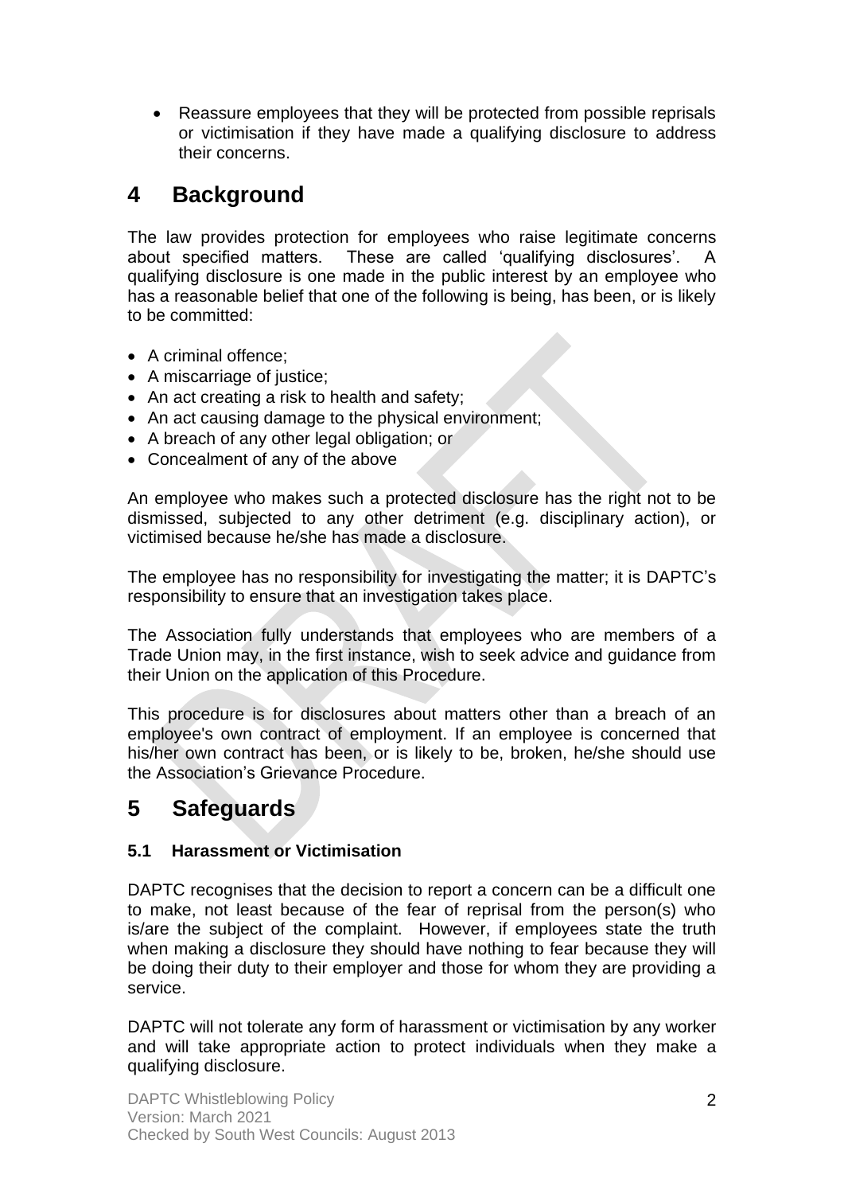- Reassure employees that they will be protected from possible reprisals or victimisation if they have made a qualifying disclosure to address their concerns.

# 4 Background

The law provides protection for employees who raise legitimate concerns about specified matters. These are called 'qualifying disclosures'. A qualifying disclosure is one made in the public interest by an employee who has a reasonable belief that one of the following is being, has been, or is likely to be committed:

- A criminal offence;
- A miscarriage of justice;
- An act creating a risk to health and safety;
- An act causing damage to the physical environment;
- A breach of any other legal obligation; or
- Concealment of any of the above

An employee who makes such a protected disclosure has the right not to be dismissed, subjected to any other detriment (e.g. disciplinary action), or victimised because he/she has made a disclosure.

The employee has no responsibility for investigating the matter; it is DAPTC's responsibility to ensure that an investigation takes place.

The Association fully understands that employees who are members of a Trade Union may, in the first instance, wish to seek advice and guidance from their Union on the application of this Procedure.

This procedure is for disclosures about matters other than a breach of an employee's own contract of employment. If an employee is concerned that his/her own contract has been, or is likely to be, broken, he/she should use the Association's Grievance Procedure.

# 5 Safeguards

### 5.1 Harassment or Victimisation

DAPTC recognises that the decision to report a concern can be a difficult one to make, not least because of the fear of reprisal from the person(s) who is/are the subject of the complaint. However, if employees state the truth when making a disclosure they should have nothing to fear because they will be doing their duty to their employer and those for whom they are providing a service.

DAPTC will not tolerate any form of harassment or victimisation by any worker and will take appropriate action to protect individuals when they make a qualifying disclosure.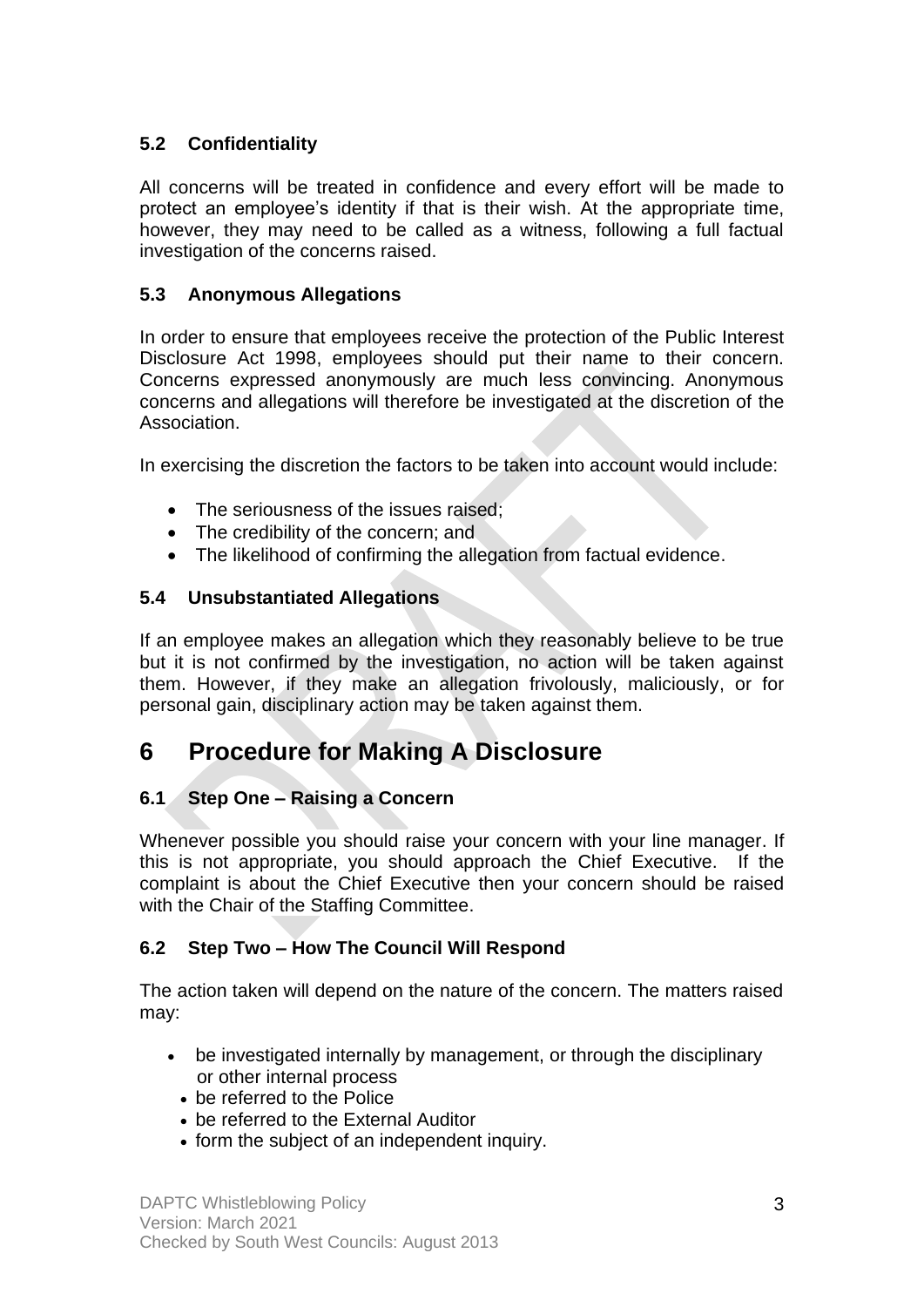### 5.2 Confidentiality

All concerns will be treated in confidence and every effort will be made to protect an employee's identity if that is their wish. At the appropriate time, however, they may need to be called as a witness, following a full factual investigation of the concerns raised.

### 5.3 Anonymous Allegations

In order to ensure that employees receive the protection of the Public Interest Disclosure Act 1998, employees should put their name to their concern. Concerns expressed anonymously are much less convincing. Anonymous concerns and allegations will therefore be investigated at the discretion of the Association.

In exercising the discretion the factors to be taken into account would include:

- The seriousness of the issues raised;
- The credibility of the concern; and
- The likelihood of confirming the allegation from factual evidence.

### 5.4 Unsubstantiated Allegations

If an employee makes an allegation which they reasonably believe to be true but it is not confirmed by the investigation, no action will be taken against them. However, if they make an allegation frivolously, maliciously, or for personal gain, disciplinary action may be taken against them.

## 6 Procedure for Making A Disclosure

### 6.1 Step One – Raising a Concern

Whenever possible you should raise your concern with your line manager. If this is not appropriate, you should approach the Chief Executive. If the complaint is about the Chief Executive then your concern should be raised with the Chair of the Staffing Committee.

### 6.2 Step Two – How The Council Will Respond

The action taken will depend on the nature of the concern. The matters raised may:

- be investigated internally by management, or through the disciplinary or other internal process
- be referred to the Police
- be referred to the External Auditor
- form the subject of an independent inquiry.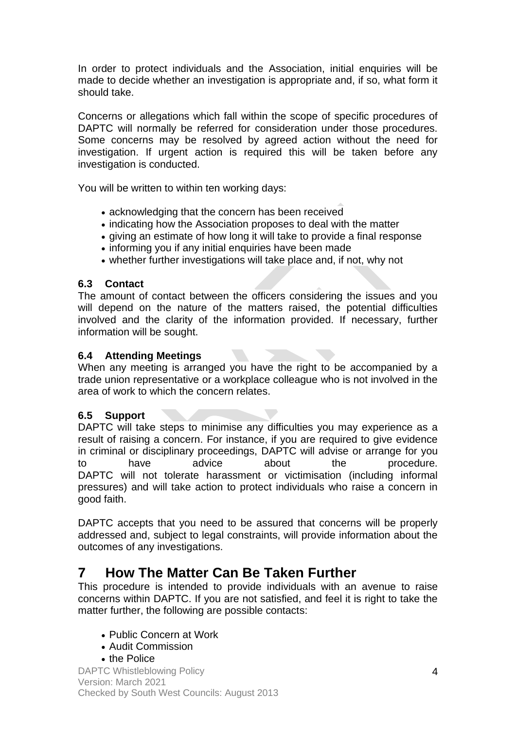In order to protect individuals and the Association, initial enquiries will be made to decide whether an investigation is appropriate and, if so, what form it should take.

Concerns or allegations which fall within the scope of specific procedures of DAPTC will normally be referred for consideration under those procedures. Some concerns may be resolved by agreed action without the need for investigation. If urgent action is required this will be taken before any investigation is conducted.

You will be written to within ten working days:

- acknowledging that the concern has been received
- indicating how the Association proposes to deal with the matter
- giving an estimate of how long it will take to provide a final response
- informing you if any initial enquiries have been made
- whether further investigations will take place and, if not, why not

### 6.3 Contact

The amount of contact between the officers considering the issues and you will depend on the nature of the matters raised, the potential difficulties involved and the clarity of the information provided. If necessary, further information will be sought.

### 6.4 Attending Meetings

When any meeting is arranged you have the right to be accompanied by a trade union representative or a workplace colleague who is not involved in the area of work to which the concern relates.

### 6.5 Support

DAPTC will take steps to minimise any difficulties you may experience as a result of raising a concern. For instance, if you are required to give evidence in criminal or disciplinary proceedings, DAPTC will advise or arrange for you to have advice about the procedure.
DAPTC will not tolerate harassment or victimisation (including informal pressures) and will take action to protect individuals who raise a concern in good faith.

DAPTC accepts that you need to be assured that concerns will be properly addressed and, subject to legal constraints, will provide information about the outcomes of any investigations.

## 7 How The Matter Can Be Taken Further

This procedure is intended to provide individuals with an avenue to raise concerns within DAPTC. If you are not satisfied, and feel it is right to take the matter further, the following are possible contacts:

- Public Concern at Work
- Audit Commission
- the Police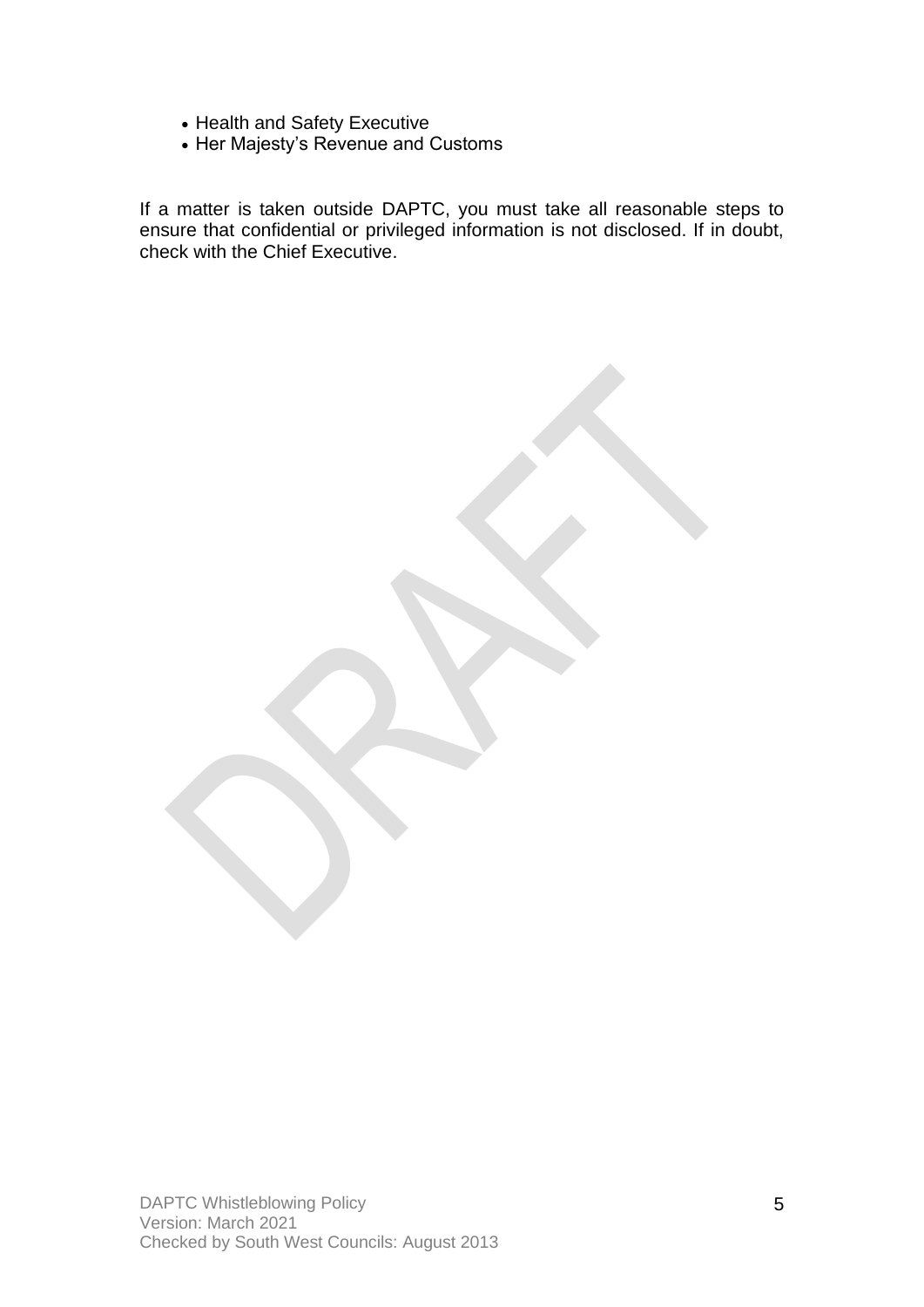- Health and Safety Executive
- Her Majesty's Revenue and Customs

If a matter is taken outside DAPTC, you must take all reasonable steps to ensure that confidential or privileged information is not disclosed. If in doubt, check with the Chief Executive.